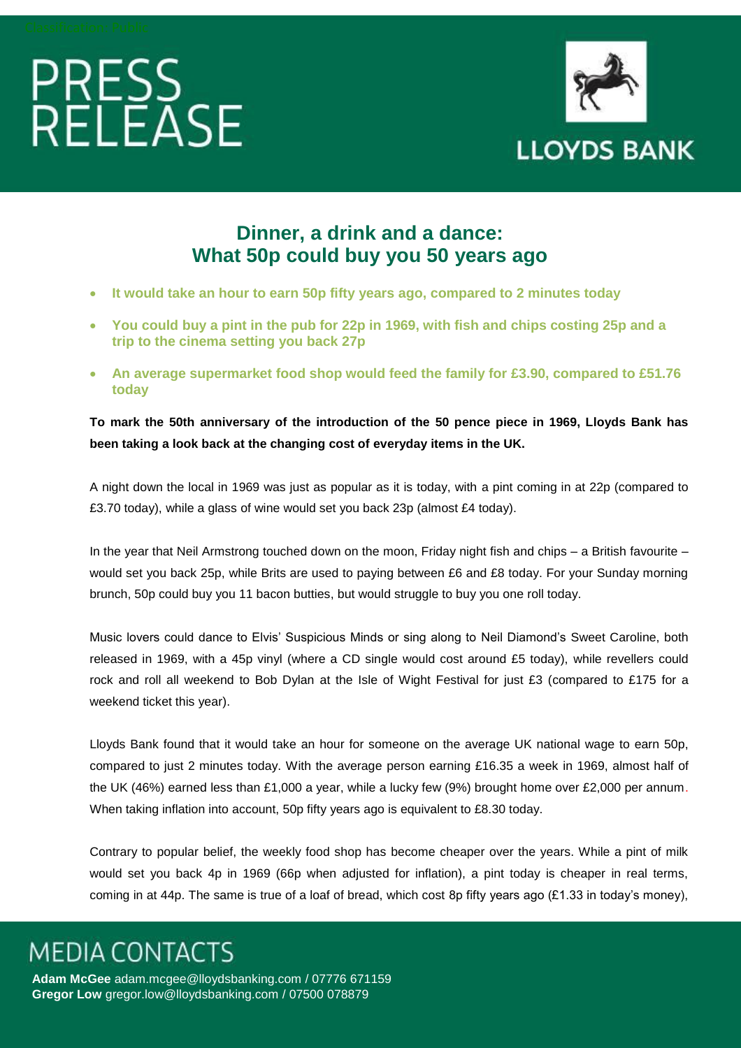Classification: Public

# PRESS RELEASE

LLOYDS BANK

## Dinner, a drink and a dance: What 50p could buy you 50 years ago

- **It would take an hour to earn 50p fifty years ago, compared to 2 minutes today**
- **You could buy a pint in the pub for 22p in 1969, with fish and chips costing 25p and a trip to the cinema setting you back 27p**
- **An average supermarket food shop would feed the family for £3.90, compared to £51.76 today**

**To mark the 50th anniversary of the introduction of the 50 pence piece in 1969, Lloyds Bank has been taking a look back at the changing cost of everyday items in the UK.**

A night down the local in 1969 was just as popular as it is today, with a pint coming in at 22p (compared to £3.70 today), while a glass of wine would set you back 23p (almost £4 today).

In the year that Neil Armstrong touched down on the moon, Friday night fish and chips – a British favourite – would set you back 25p, while Brits are used to paying between £6 and £8 today. For your Sunday morning brunch, 50p could buy you 11 bacon butties, but would struggle to buy you one roll today.

Music lovers could dance to Elvis' Suspicious Minds or sing along to Neil Diamond's Sweet Caroline, both released in 1969, with a 45p vinyl (where a CD single would cost around £5 today), while revellers could rock and roll all weekend to Bob Dylan at the Isle of Wight Festival for just £3 (compared to £175 for a weekend ticket this year).

Lloyds Bank found that it would take an hour for someone on the average UK national wage to earn 50p, compared to just 2 minutes today. With the average person earning £16.35 a week in 1969, almost half of the UK (46%) earned less than £1,000 a year, while a lucky few (9%) brought home over £2,000 per annum. When taking inflation into account, 50p fifty years ago is equivalent to £8.30 today.

Contrary to popular belief, the weekly food shop has become cheaper over the years. While a pint of milk would set you back 4p in 1969 (66p when adjusted for inflation), a pint today is cheaper in real terms, coming in at 44p. The same is true of a loaf of bread, which cost 8p fifty years ago (£1.33 in today's money),

## MEDIA CONTACTS

**Adam McGee** adam.mcgee@lloydsbanking.com / 07776 671159
**Gregor Low** gregor.low@lloydsbanking.com / 07500 078879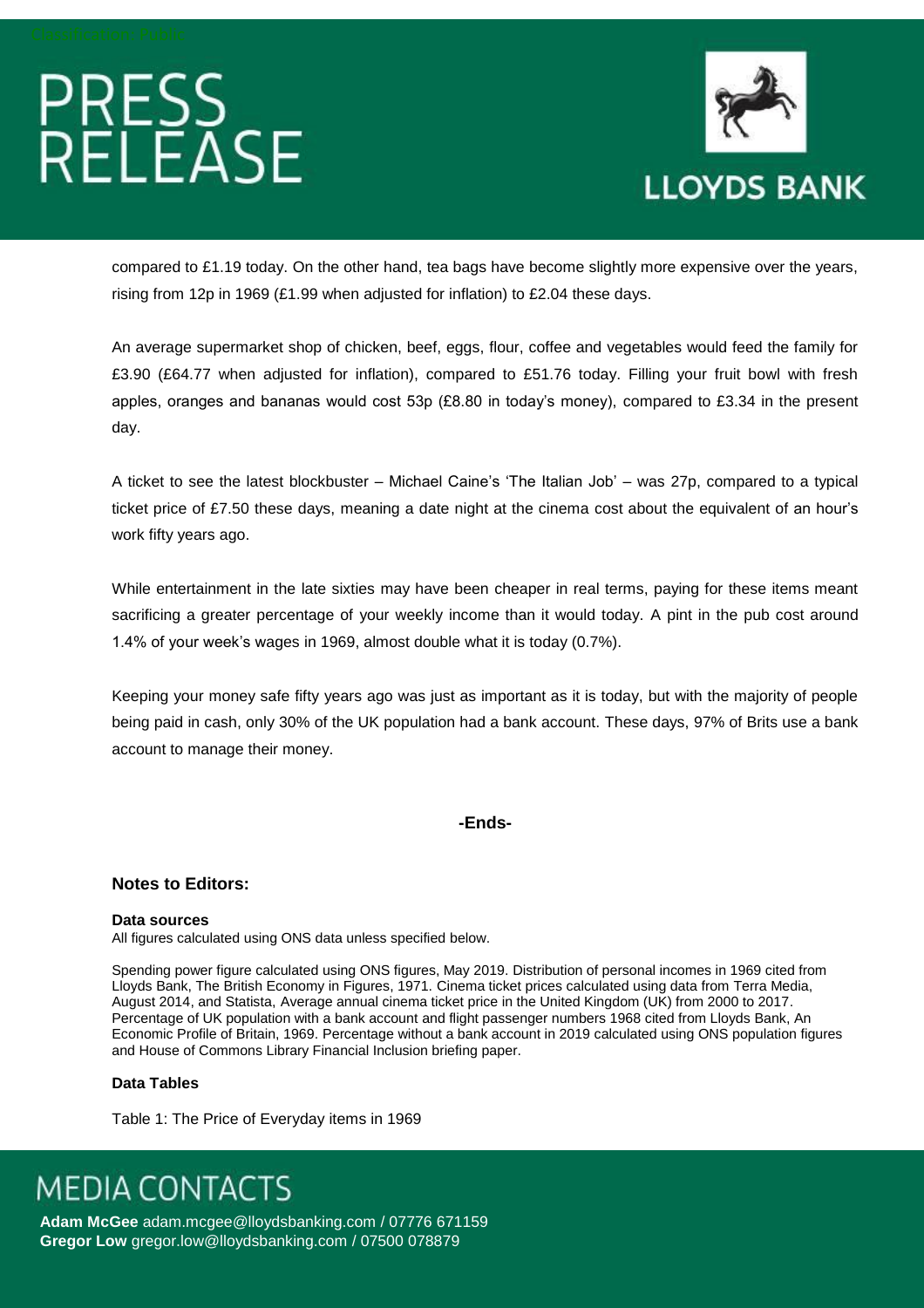compared to £1.19 today. On the other hand, tea bags have become slightly more expensive over the years, rising from 12p in 1969 (£1.99 when adjusted for inflation) to £2.04 these days.

An average supermarket shop of chicken, beef, eggs, flour, coffee and vegetables would feed the family for £3.90 (£64.77 when adjusted for inflation), compared to £51.76 today. Filling your fruit bowl with fresh apples, oranges and bananas would cost 53p (£8.80 in today's money), compared to £3.34 in the present day.

A ticket to see the latest blockbuster – Michael Caine's 'The Italian Job' – was 27p, compared to a typical ticket price of £7.50 these days, meaning a date night at the cinema cost about the equivalent of an hour's work fifty years ago.

While entertainment in the late sixties may have been cheaper in real terms, paying for these items meant sacrificing a greater percentage of your weekly income than it would today. A pint in the pub cost around 1.4% of your week's wages in 1969, almost double what it is today (0.7%).

Keeping your money safe fifty years ago was just as important as it is today, but with the majority of people being paid in cash, only 30% of the UK population had a bank account. These days, 97% of Brits use a bank account to manage their money.

**-Ends-**

### Notes to Editors:

**Data sources**

All figures calculated using ONS data unless specified below.

Spending power figure calculated using ONS figures, May 2019. Distribution of personal incomes in 1969 cited from Lloyds Bank, The British Economy in Figures, 1971. Cinema ticket prices calculated using data from Terra Media, August 2014, and Statista, Average annual cinema ticket price in the United Kingdom (UK) from 2000 to 2017. Percentage of UK population with a bank account and flight passenger numbers 1968 cited from Lloyds Bank, An Economic Profile of Britain, 1969. Percentage without a bank account in 2019 calculated using ONS population figures and House of Commons Library Financial Inclusion briefing paper.

**Data Tables**

Table 1: The Price of Everyday items in 1969

## MEDIA CONTACTS

**Adam McGee** adam.mcgee@lloydsbanking.com / 07776 671159
**Gregor Low** gregor.low@lloydsbanking.com / 07500 078879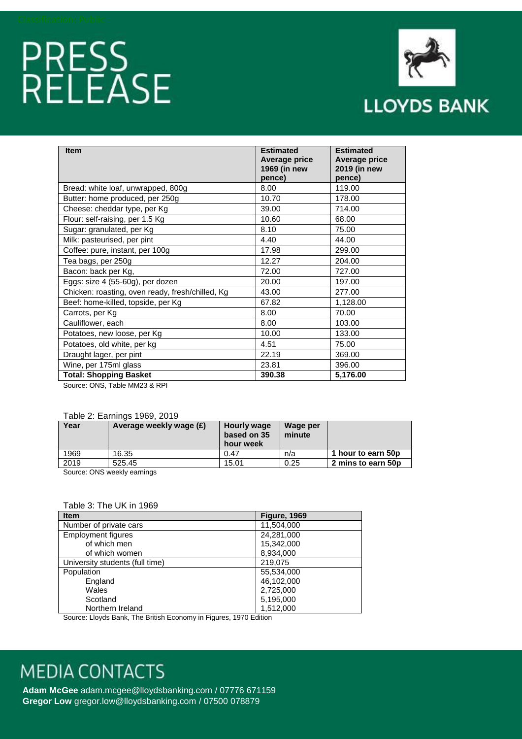# PRESS RELEASE

LLOYDS BANK

| Item | Estimated Average price 1969 (in new pence) | Estimated Average price 2019 (in new pence) |
|---|---|---|
| Bread: white loaf, unwrapped, 800g | 8.00 | 119.00 |
| Butter: home produced, per 250g | 10.70 | 178.00 |
| Cheese: cheddar type, per Kg | 39.00 | 714.00 |
| Flour: self-raising, per 1.5 Kg | 10.60 | 68.00 |
| Sugar: granulated, per Kg | 8.10 | 75.00 |
| Milk: pasteurised, per pint | 4.40 | 44.00 |
| Coffee: pure, instant, per 100g | 17.98 | 299.00 |
| Tea bags, per 250g | 12.27 | 204.00 |
| Bacon: back per Kg, | 72.00 | 727.00 |
| Eggs: size 4 (55-60g), per dozen | 20.00 | 197.00 |
| Chicken: roasting, oven ready, fresh/chilled, Kg | 43.00 | 277.00 |
| Beef: home-killed, topside, per Kg | 67.82 | 1,128.00 |
| Carrots, per Kg | 8.00 | 70.00 |
| Cauliflower, each | 8.00 | 103.00 |
| Potatoes, new loose, per Kg | 10.00 | 133.00 |
| Potatoes, old white, per kg | 4.51 | 75.00 |
| Draught lager, per pint | 22.19 | 369.00 |
| Wine, per 175ml glass | 23.81 | 396.00 |
| **Total: Shopping Basket** | **390.38** | **5,176.00** |

Source: ONS, Table MM23 & RPI

Table 2: Earnings 1969, 2019

| Year | Average weekly wage (£) | Hourly wage based on 35 hour week | Wage per minute | |
|---|---|---|---|---|
| 1969 | 16.35 | 0.47 | n/a | **1 hour to earn 50p** |
| 2019 | 525.45 | 15.01 | 0.25 | **2 mins to earn 50p** |

Source: ONS weekly earnings

Table 3: The UK in 1969

| Item | Figure, 1969 |
|---|---|
| Number of private cars | 11,504,000 |
| Employment figures | 24,281,000 |
| of which men | 15,342,000 |
| of which women | 8,934,000 |
| University students (full time) | 219,075 |
| Population | 55,534,000 |
| England | 46,102,000 |
| Wales | 2,725,000 |
| Scotland | 5,195,000 |
| Northern Ireland | 1,512,000 |

Source: Lloyds Bank, The British Economy in Figures, 1970 Edition

## MEDIA CONTACTS

**Adam McGee** adam.mcgee@lloydsbanking.com / 07776 671159
**Gregor Low** gregor.low@lloydsbanking.com / 07500 078879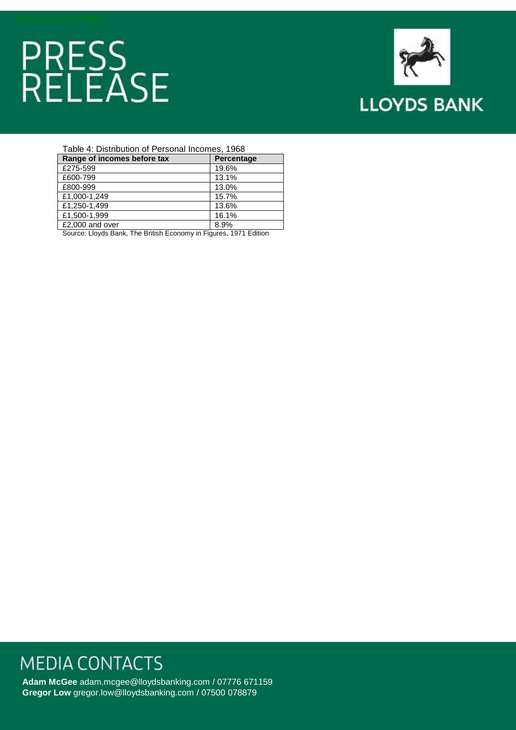Table 4: Distribution of Personal Incomes, 1968

| Range of incomes before tax | Percentage |
|---|---|
| £275-599 | 19.6% |
| £600-799 | 13.1% |
| £800-999 | 13.0% |
| £1,000-1,249 | 15.7% |
| £1,250-1,499 | 13.6% |
| £1,500-1,999 | 16.1% |
| £2,000 and over | 8.9% |

Source: Lloyds Bank, The British Economy in Figures, 1971 Edition

## MEDIA CONTACTS

**Adam McGee** adam.mcgee@lloydsbanking.com / 07776 671159
**Gregor Low** gregor.low@lloydsbanking.com / 07500 078879